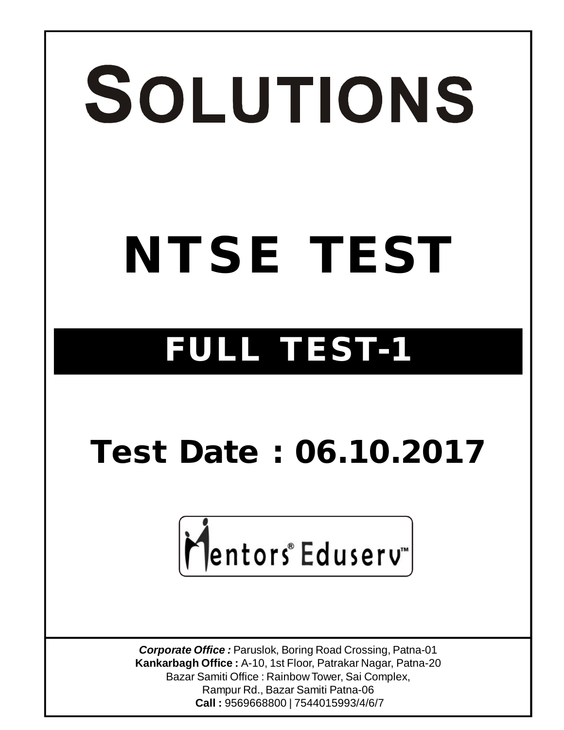# SOLUTIONS

# NTSE TEST

## FULL TEST-1

## Test Date : 06.10.2017

Mentors® Eduserv™

***Corporate Office :*** Paruslok, Boring Road Crossing, Patna-01
**Kankarbagh Office :** A-10, 1st Floor, Patrakar Nagar, Patna-20
Bazar Samiti Office : Rainbow Tower, Sai Complex,
Rampur Rd., Bazar Samiti Patna-06
**Call :** 9569668800 | 7544015993/4/6/7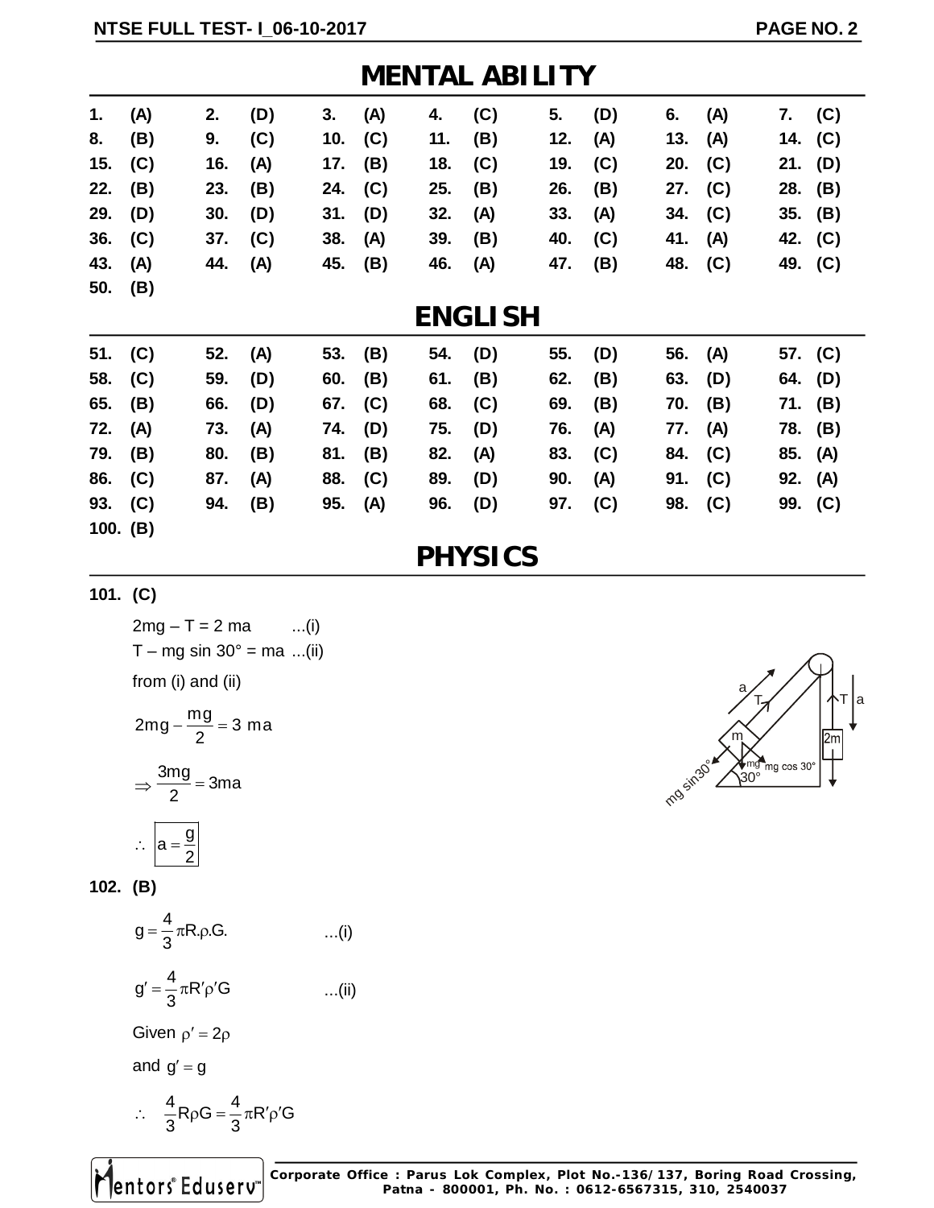# MENTAL ABILITY

| | | | | | | | | | | | | | |
|---|---|---|---|---|---|---|---|---|---|---|---|---|---|
| **1.** | **(A)** | **2.** | **(D)** | **3.** | **(A)** | **4.** | **(C)** | **5.** | **(D)** | **6.** | **(A)** | **7.** | **(C)** |
| **8.** | **(B)** | **9.** | **(C)** | **10.** | **(C)** | **11.** | **(B)** | **12.** | **(A)** | **13.** | **(A)** | **14.** | **(C)** |
| **15.** | **(C)** | **16.** | **(A)** | **17.** | **(B)** | **18.** | **(C)** | **19.** | **(C)** | **20.** | **(C)** | **21.** | **(D)** |
| **22.** | **(B)** | **23.** | **(B)** | **24.** | **(C)** | **25.** | **(B)** | **26.** | **(B)** | **27.** | **(C)** | **28.** | **(B)** |
| **29.** | **(D)** | **30.** | **(D)** | **31.** | **(D)** | **32.** | **(A)** | **33.** | **(A)** | **34.** | **(C)** | **35.** | **(B)** |
| **36.** | **(C)** | **37.** | **(C)** | **38.** | **(A)** | **39.** | **(B)** | **40.** | **(C)** | **41.** | **(A)** | **42.** | **(C)** |
| **43.** | **(A)** | **44.** | **(A)** | **45.** | **(B)** | **46.** | **(A)** | **47.** | **(B)** | **48.** | **(C)** | **49.** | **(C)** |
| **50.** | **(B)** | | | | | | | | | | | | |

# ENGLISH

| | | | | | | | | | | | | | |
|---|---|---|---|---|---|---|---|---|---|---|---|---|---|
| **51.** | **(C)** | **52.** | **(A)** | **53.** | **(B)** | **54.** | **(D)** | **55.** | **(D)** | **56.** | **(A)** | **57.** | **(C)** |
| **58.** | **(C)** | **59.** | **(D)** | **60.** | **(B)** | **61.** | **(B)** | **62.** | **(B)** | **63.** | **(D)** | **64.** | **(D)** |
| **65.** | **(B)** | **66.** | **(D)** | **67.** | **(C)** | **68.** | **(C)** | **69.** | **(B)** | **70.** | **(B)** | **71.** | **(B)** |
| **72.** | **(A)** | **73.** | **(A)** | **74.** | **(D)** | **75.** | **(D)** | **76.** | **(A)** | **77.** | **(A)** | **78.** | **(B)** |
| **79.** | **(B)** | **80.** | **(B)** | **81.** | **(B)** | **82.** | **(A)** | **83.** | **(C)** | **84.** | **(C)** | **85.** | **(A)** |
| **86.** | **(C)** | **87.** | **(A)** | **88.** | **(C)** | **89.** | **(D)** | **90.** | **(A)** | **91.** | **(C)** | **92.** | **(A)** |
| **93.** | **(C)** | **94.** | **(B)** | **95.** | **(A)** | **96.** | **(D)** | **97.** | **(C)** | **98.** | **(C)** | **99.** | **(C)** |
| **100.** | **(B)** | | | | | | | | | | | | |

# PHYSICS

**101. (C)**

$2mg - T = 2\,ma$ ...(i)

$T - mg \sin 30° = ma$ ...(ii)

from (i) and (ii)

$$2mg - \frac{mg}{2} = 3\,ma$$

$$\Rightarrow \frac{3mg}{2} = 3ma$$

$$\therefore \boxed{a = \frac{g}{2}}$$

**102. (B)**

$$g = \frac{4}{3}\pi R.\rho.G. \quad ...(i)$$

$$g' = \frac{4}{3}\pi R'\rho' G \quad ...(ii)$$

Given $\rho' = 2\rho$

and $g' = g$

$$\therefore \quad \frac{4}{3}R\rho G = \frac{4}{3}\pi R'\rho' G$$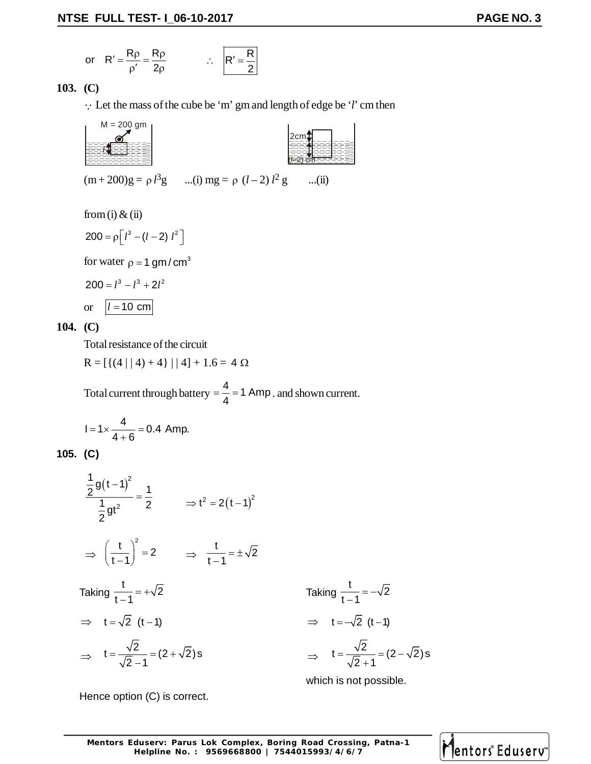or $\quad R' = \frac{R\rho}{\rho'} = \frac{R\rho}{2\rho} \qquad \therefore \quad \boxed{R' = \frac{R}{2}}$

**103. (C)**

$\because$ Let the mass of the cube be 'm' gm and length of edge be '$l$' cm then

M = 200 gm

$l$

2cm

($l$–2) cm

$(m + 200)g = \rho\, l^3 g \qquad$ ...(i) $mg = \rho\, (l - 2)\, l^2\, g \qquad$ ...(ii)

from (i) & (ii)

$200 = \rho\left[l^3 - (l - 2)\, l^2\right]$

for water $\rho = 1\ \text{gm/cm}^3$

$200 = l^3 - l^3 + 2l^2$

or $\quad \boxed{l = 10\ \text{cm}}$

**104. (C)**

Total resistance of the circuit

R = [{(4 | | 4) + 4} | | 4] + 1.6 = 4 $\Omega$

Total current through battery $= \frac{4}{4} = 1$ Amp. and shown current.

$I = 1 \times \frac{4}{4 + 6} = 0.4$ Amp.

**105. (C)**

$$\frac{\frac{1}{2}g(t-1)^2}{\frac{1}{2}gt^2} = \frac{1}{2} \qquad \Rightarrow t^2 = 2(t-1)^2$$

$$\Rightarrow \left(\frac{t}{t-1}\right)^2 = 2 \qquad \Rightarrow \frac{t}{t-1} = \pm\sqrt{2}$$

Taking $\frac{t}{t-1} = +\sqrt{2}$

$\Rightarrow \quad t = \sqrt{2}\ (t-1)$

$\Rightarrow \quad t = \frac{\sqrt{2}}{\sqrt{2}-1} = (2+\sqrt{2})$ s

Taking $\frac{t}{t-1} = -\sqrt{2}$

$\Rightarrow \quad t = -\sqrt{2}\ (t-1)$

$\Rightarrow \quad t = \frac{\sqrt{2}}{\sqrt{2}+1} = (2-\sqrt{2})$ s

which is not possible.

Hence option (C) is correct.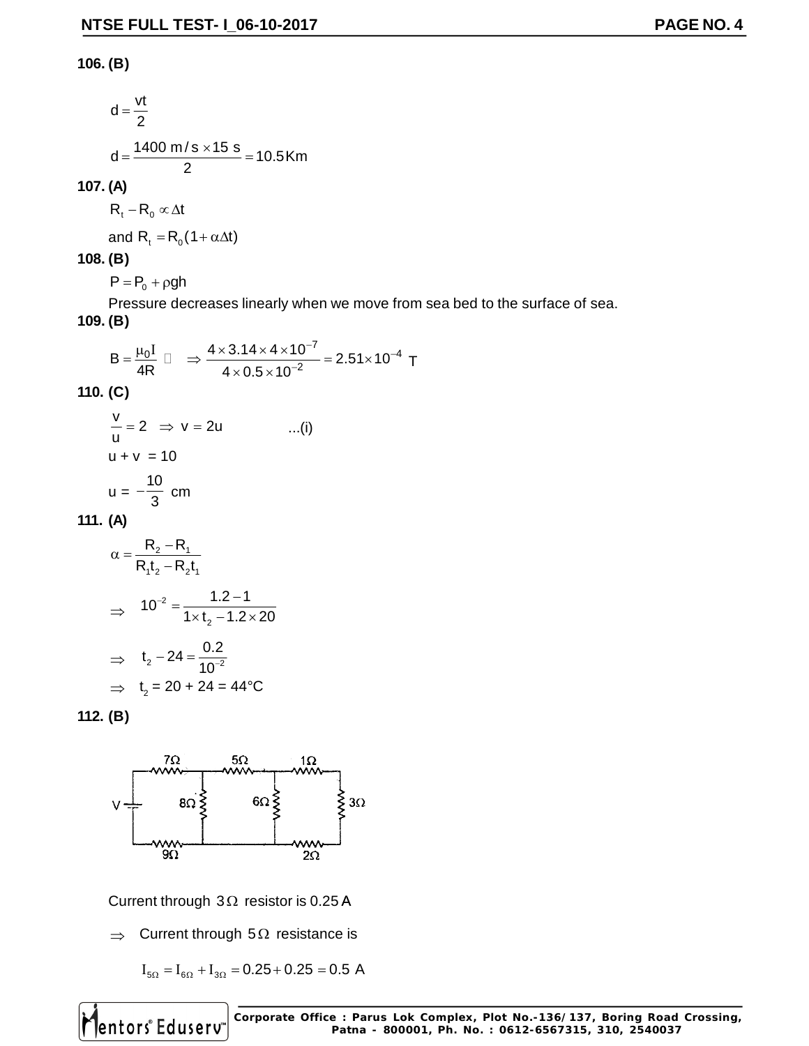**106. (B)**

$$d = \frac{vt}{2}$$

$$d = \frac{1400\ m/s \times 15\ s}{2} = 10.5\,Km$$

**107. (A)**

$R_t - R_0 \propto \Delta t$

and $R_t = R_0(1 + \alpha\Delta t)$

**108. (B)**

$P = P_0 + \rho gh$

Pressure decreases linearly when we move from sea bed to the surface of sea.

**109. (B)**

$$B = \frac{\mu_0 I}{4R} \Rightarrow \frac{4 \times 3.14 \times 4 \times 10^{-7}}{4 \times 0.5 \times 10^{-2}} = 2.51 \times 10^{-4}\ T$$

**110. (C)**

$$\frac{v}{u} = 2 \Rightarrow v = 2u \qquad ...(i)$$

$u + v = 10$

$$u = -\frac{10}{3}\ cm$$

**111. (A)**

$$\alpha = \frac{R_2 - R_1}{R_1 t_2 - R_2 t_1}$$

$$\Rightarrow \quad 10^{-2} = \frac{1.2 - 1}{1 \times t_2 - 1.2 \times 20}$$

$$\Rightarrow \quad t_2 - 24 = \frac{0.2}{10^{-2}}$$

$\Rightarrow \quad t_2 = 20 + 24 = 44°C$

**112. (B)**

Current through $3\,\Omega$ resistor is 0.25 A

$\Rightarrow$ Current through $5\,\Omega$ resistance is

$$I_{5\Omega} = I_{6\Omega} + I_{3\Omega} = 0.25 + 0.25 = 0.5\ A$$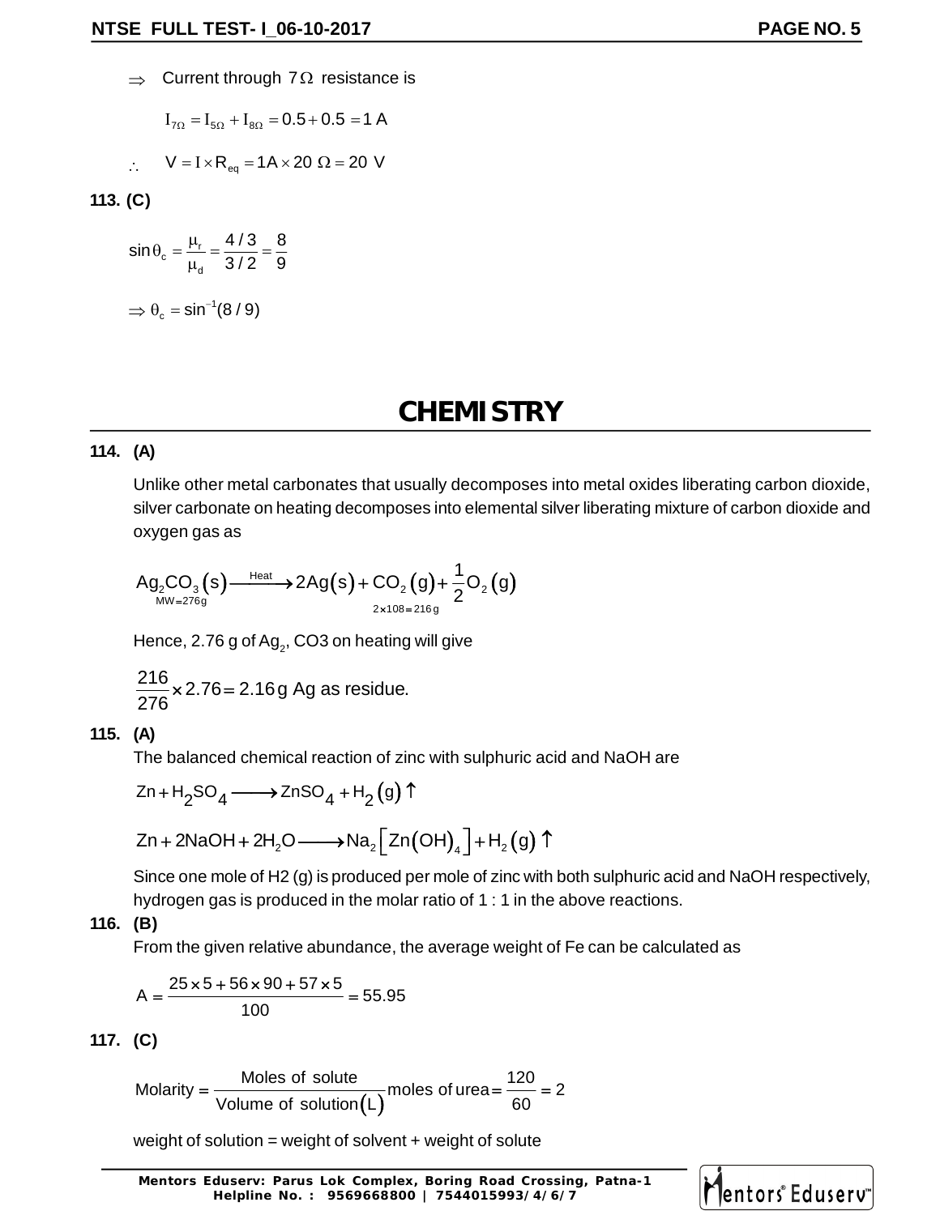$\Rightarrow$ Current through $7\,\Omega$ resistance is

$$I_{7\Omega} = I_{5\Omega} + I_{8\Omega} = 0.5 + 0.5 = 1\text{ A}$$

$\therefore$ $V = I \times R_{eq} = 1\text{A} \times 20\ \Omega = 20\text{ V}$

**113. (C)**

$$\sin\theta_c = \frac{\mu_r}{\mu_d} = \frac{4/3}{3/2} = \frac{8}{9}$$

$$\Rightarrow \theta_c = \sin^{-1}(8/9)$$

## CHEMISTRY

**114. (A)**

Unlike other metal carbonates that usually decomposes into metal oxides liberating carbon dioxide, silver carbonate on heating decomposes into elemental silver liberating mixture of carbon dioxide and oxygen gas as

$$\underset{MW=276g}{Ag_2CO_3(s)} \xrightarrow{\text{Heat}} \underset{2\times108=216\,g}{2Ag(s)} + CO_2(g) + \frac{1}{2}O_2(g)$$

Hence, 2.76 g of $Ag_2$, CO3 on heating will give

$$\frac{216}{276} \times 2.76 = 2.16\text{ g Ag as residue.}$$

**115. (A)**

The balanced chemical reaction of zinc with sulphuric acid and NaOH are

$$Zn + H_2SO_4 \longrightarrow ZnSO_4 + H_2(g)\uparrow$$

$$Zn + 2NaOH + 2H_2O \longrightarrow Na_2\left[Zn(OH)_4\right] + H_2(g)\uparrow$$

Since one mole of H2 (g) is produced per mole of zinc with both sulphuric acid and NaOH respectively, hydrogen gas is produced in the molar ratio of 1 : 1 in the above reactions.

**116. (B)**

From the given relative abundance, the average weight of Fe can be calculated as

$$A = \frac{25 \times 5 + 56 \times 90 + 57 \times 5}{100} = 55.95$$

**117. (C)**

$$\text{Molarity} = \frac{\text{Moles of solute}}{\text{Volume of solution}(L)} \text{ moles of urea} = \frac{120}{60} = 2$$

weight of solution = weight of solvent + weight of solute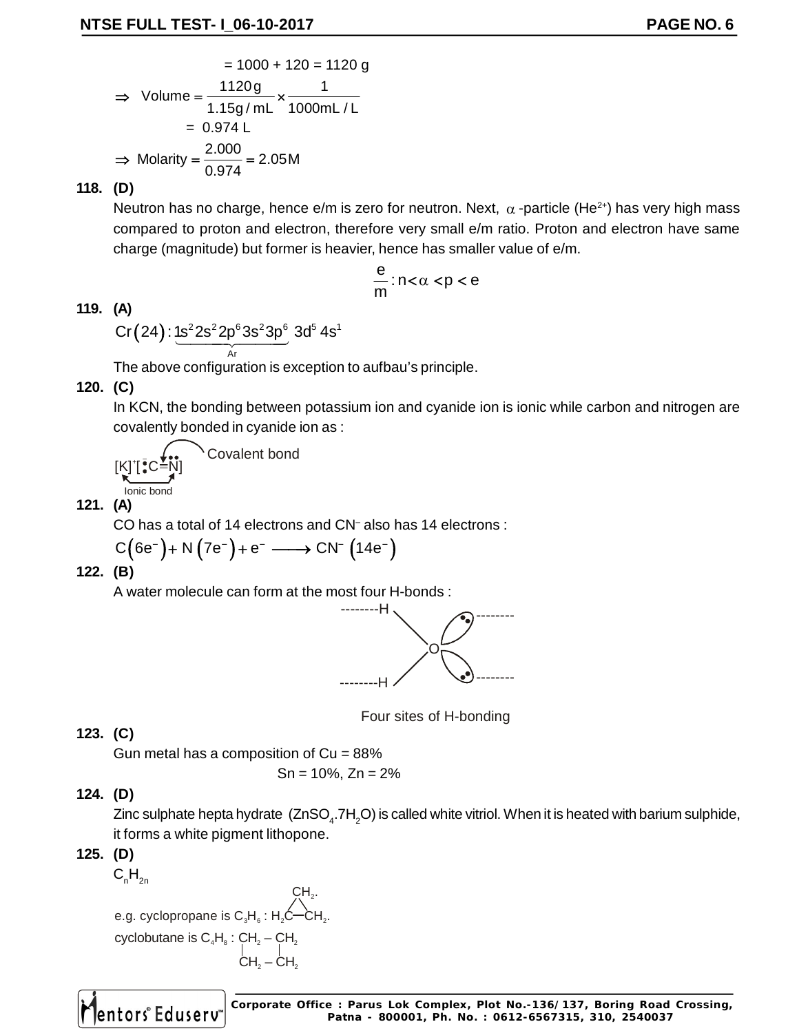$$= 1000 + 120 = 1120 \text{ g}$$

$$\Rightarrow \text{ Volume} = \frac{1120\text{g}}{1.15\text{g/mL}} \times \frac{1}{1000\text{mL/L}}$$

$$= 0.974 \text{ L}$$

$$\Rightarrow \text{ Molarity} = \frac{2.000}{0.974} = 2.05\text{M}$$

**118. (D)**

Neutron has no charge, hence e/m is zero for neutron. Next, $\alpha$-particle ($He^{2+}$) has very high mass compared to proton and electron, therefore very small e/m ratio. Proton and electron have same charge (magnitude) but former is heavier, hence has smaller value of e/m.

$$\frac{e}{m} : n < \alpha < p < e$$

**119. (A)**

$$Cr(24) : \underbrace{1s^2 2s^2 2p^6 3s^2 3p^6}_{Ar} \ 3d^5 4s^1$$

The above configuration is exception to aufbau's principle.

**120. (C)**

In KCN, the bonding between potassium ion and cyanide ion is ionic while carbon and nitrogen are covalently bonded in cyanide ion as :

$[K]^+[\overset{-}{:}C \equiv N:]$ — Covalent bond (between C and N); Ionic bond (between $K^+$ and $CN^-$)

**121. (A)**

CO has a total of 14 electrons and $CN^-$ also has 14 electrons :

$$C(6e^-) + N(7e^-) + e^- \longrightarrow CN^-(14e^-)$$

**122. (B)**

A water molecule can form at the most four H-bonds :

Four sites of H-bonding

**123. (C)**

Gun metal has a composition of Cu = 88%

Sn = 10%, Zn = 2%

**124. (D)**

Zinc sulphate hepta hydrate ($ZnSO_4.7H_2O$) is called white vitriol. When it is heated with barium sulphide, it forms a white pigment lithopone.

**125. (D)**

$C_nH_{2n}$

e.g. cyclopropane is $C_3H_6$ : $H_2C$—$CH_2$ (ring with $CH_2$)

cyclobutane is $C_4H_8$ : $CH_2 - CH_2$ / $CH_2 - CH_2$ (ring)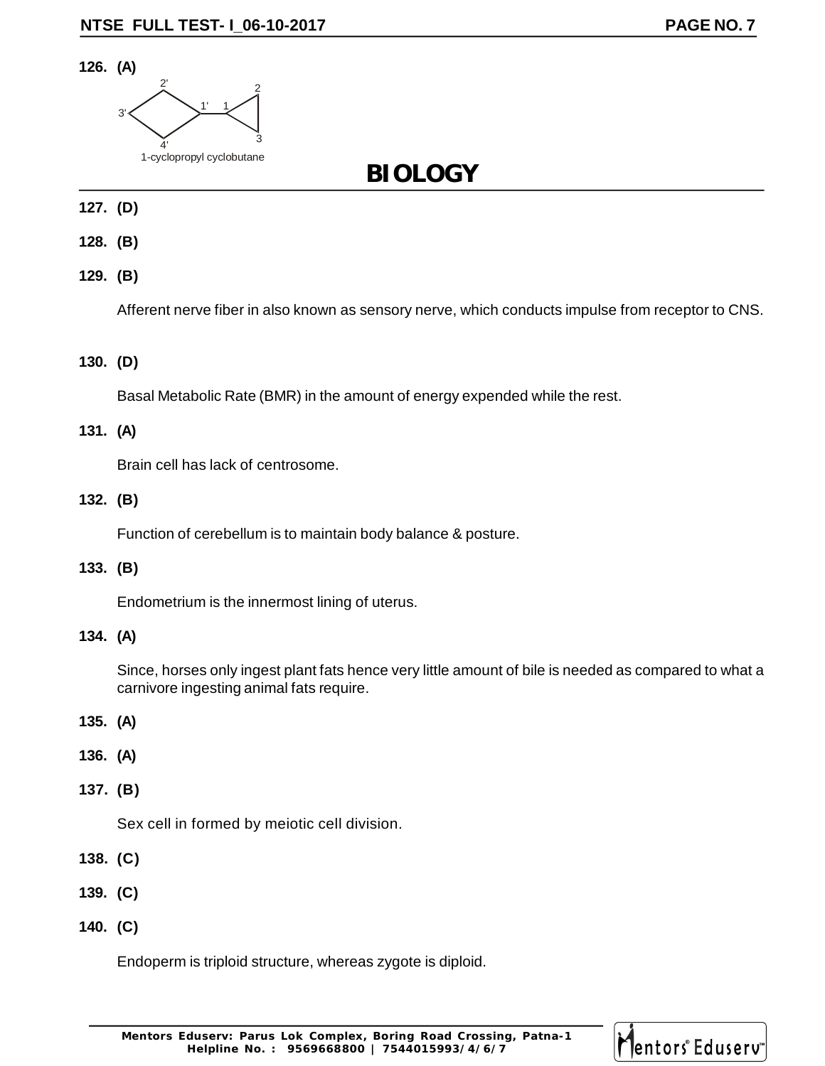**126. (A)**

1-cyclopropyl cyclobutane

# BIOLOGY

**127. (D)**

**128. (B)**

**129. (B)**

Afferent nerve fiber in also known as sensory nerve, which conducts impulse from receptor to CNS.

**130. (D)**

Basal Metabolic Rate (BMR) in the amount of energy expended while the rest.

**131. (A)**

Brain cell has lack of centrosome.

**132. (B)**

Function of cerebellum is to maintain body balance & posture.

**133. (B)**

Endometrium is the innermost lining of uterus.

**134. (A)**

Since, horses only ingest plant fats hence very little amount of bile is needed as compared to what a carnivore ingesting animal fats require.

**135. (A)**

**136. (A)**

**137. (B)**

Sex cell in formed by meiotic cell division.

**138. (C)**

**139. (C)**

**140. (C)**

Endoperm is triploid structure, whereas zygote is diploid.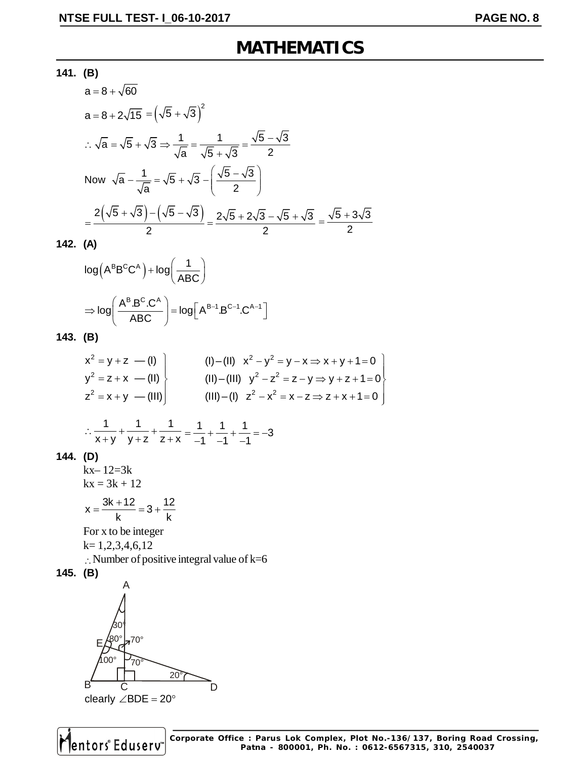# MATHEMATICS

**141. (B)**

$a = 8 + \sqrt{60}$

$a = 8 + 2\sqrt{15} = \left(\sqrt{5} + \sqrt{3}\right)^2$

$\therefore \sqrt{a} = \sqrt{5} + \sqrt{3} \Rightarrow \dfrac{1}{\sqrt{a}} = \dfrac{1}{\sqrt{5} + \sqrt{3}} = \dfrac{\sqrt{5} - \sqrt{3}}{2}$

Now $\sqrt{a} - \dfrac{1}{\sqrt{a}} = \sqrt{5} + \sqrt{3} - \left(\dfrac{\sqrt{5} - \sqrt{3}}{2}\right)$

$= \dfrac{2\left(\sqrt{5} + \sqrt{3}\right) - \left(\sqrt{5} - \sqrt{3}\right)}{2} = \dfrac{2\sqrt{5} + 2\sqrt{3} - \sqrt{5} + \sqrt{3}}{2} = \dfrac{\sqrt{5} + 3\sqrt{3}}{2}$

**142. (A)**

$\log\left(A^B B^C C^A\right) + \log\left(\dfrac{1}{ABC}\right)$

$\Rightarrow \log\left(\dfrac{A^B.B^C.C^A}{ABC}\right) = \log\left[A^{B-1}.B^{C-1}.C^{A-1}\right]$

**143. (B)**

$$\left.\begin{array}{l} x^2 = y + z \text{ — (I)} \\ y^2 = z + x \text{ — (II)} \\ z^2 = x + y \text{ — (III)} \end{array}\right\} \qquad \left.\begin{array}{l} \text{(I)} - \text{(II)} \quad x^2 - y^2 = y - x \Rightarrow x + y + 1 = 0 \\ \text{(II)} - \text{(III)} \quad y^2 - z^2 = z - y \Rightarrow y + z + 1 = 0 \\ \text{(III)} - \text{(I)} \quad z^2 - x^2 = x - z \Rightarrow z + x + 1 = 0 \end{array}\right\}$$

$\therefore \dfrac{1}{x+y} + \dfrac{1}{y+z} + \dfrac{1}{z+x} = \dfrac{1}{-1} + \dfrac{1}{-1} + \dfrac{1}{-1} = -3$

**144. (D)**

$kx - 12 = 3k$

$kx = 3k + 12$

$x = \dfrac{3k + 12}{k} = 3 + \dfrac{12}{k}$

For x to be integer

k = 1,2,3,4,6,12

$\therefore$ Number of positive integral value of k=6

**145. (B)**

clearly $\angle BDE = 20^\circ$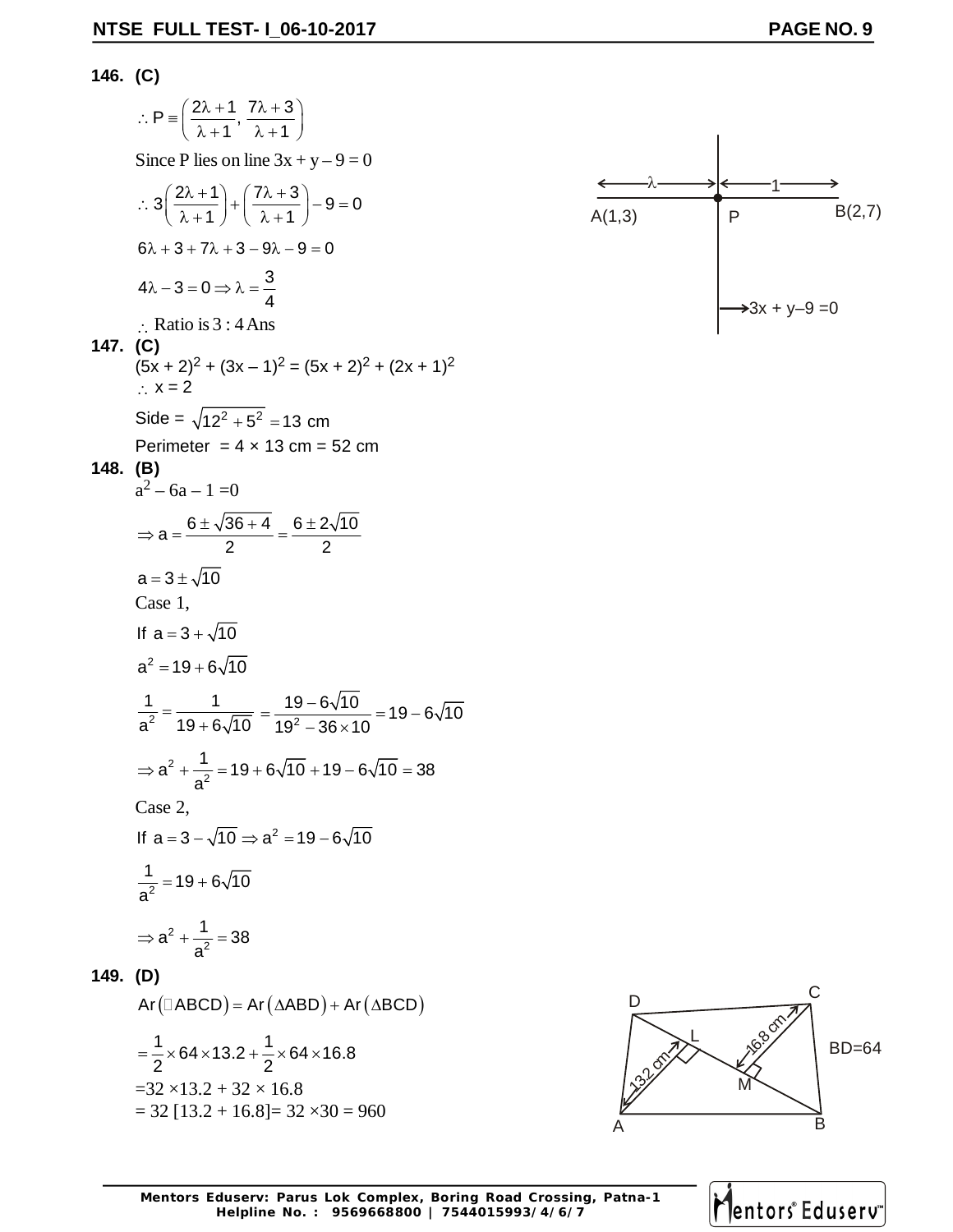**146. (C)**

$$\therefore P \equiv \left(\frac{2\lambda+1}{\lambda+1}, \frac{7\lambda+3}{\lambda+1}\right)$$

Since P lies on line $3x + y - 9 = 0$

$$\therefore 3\left(\frac{2\lambda+1}{\lambda+1}\right) + \left(\frac{7\lambda+3}{\lambda+1}\right) - 9 = 0$$

$$6\lambda + 3 + 7\lambda + 3 - 9\lambda - 9 = 0$$

$$4\lambda - 3 = 0 \Rightarrow \lambda = \frac{3}{4}$$

$\therefore$ Ratio is $3:4$ Ans

(Figure: A(1,3), P, B(2,7); $\lambda$ and 1; line $3x + y - 9 = 0$)

**147. (C)**

$(5x + 2)^2 + (3x - 1)^2 = (5x + 2)^2 + (2x + 1)^2$

$\therefore x = 2$

Side $= \sqrt{12^2 + 5^2} = 13$ cm

Perimeter $= 4 \times 13$ cm $= 52$ cm

**148. (B)**

$a^2 - 6a - 1 = 0$

$$\Rightarrow a = \frac{6 \pm \sqrt{36+4}}{2} = \frac{6 \pm 2\sqrt{10}}{2}$$

$$a = 3 \pm \sqrt{10}$$

Case 1,

If $a = 3 + \sqrt{10}$

$$a^2 = 19 + 6\sqrt{10}$$

$$\frac{1}{a^2} = \frac{1}{19 + 6\sqrt{10}} = \frac{19 - 6\sqrt{10}}{19^2 - 36 \times 10} = 19 - 6\sqrt{10}$$

$$\Rightarrow a^2 + \frac{1}{a^2} = 19 + 6\sqrt{10} + 19 - 6\sqrt{10} = 38$$

Case 2,

If $a = 3 - \sqrt{10} \Rightarrow a^2 = 19 - 6\sqrt{10}$

$$\frac{1}{a^2} = 19 + 6\sqrt{10}$$

$$\Rightarrow a^2 + \frac{1}{a^2} = 38$$

**149. (D)**

$$Ar(\square ABCD) = Ar(\Delta ABD) + Ar(\Delta BCD)$$

$$= \frac{1}{2} \times 64 \times 13.2 + \frac{1}{2} \times 64 \times 16.8$$

$= 32 \times 13.2 + 32 \times 16.8$

$= 32\,[13.2 + 16.8] = 32 \times 30 = 960$

(Figure: quadrilateral ABCD with diagonal BD = 64, AL = 13.2 cm, CM = 16.8 cm)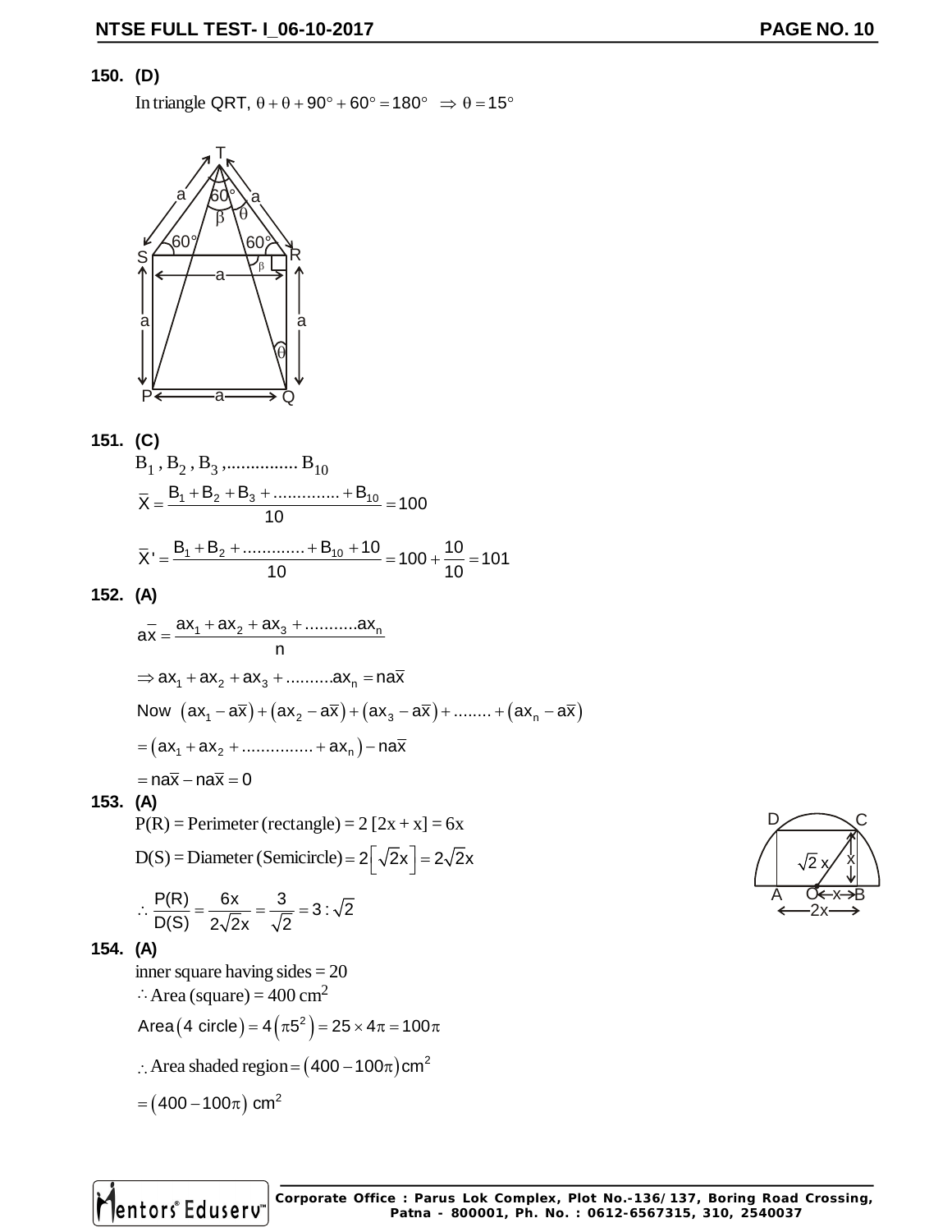**150. (D)**

In triangle QRT, $\theta + \theta + 90° + 60° = 180° \Rightarrow \theta = 15°$

**151. (C)**

$B_1, B_2, B_3, ............... B_{10}$

$$\overline{X} = \frac{B_1 + B_2 + B_3 + .............. + B_{10}}{10} = 100$$

$$\overline{X}' = \frac{B_1 + B_2 + ............. + B_{10} + 10}{10} = 100 + \frac{10}{10} = 101$$

**152. (A)**

$$a\overline{x} = \frac{ax_1 + ax_2 + ax_3 + ...........ax_n}{n}$$

$$\Rightarrow ax_1 + ax_2 + ax_3 + ..........ax_n = na\overline{x}$$

$$\text{Now } (ax_1 - a\overline{x}) + (ax_2 - a\overline{x}) + (ax_3 - a\overline{x}) + ........ + (ax_n - a\overline{x})$$

$$= (ax_1 + ax_2 + ............... + ax_n) - na\overline{x}$$

$$= na\overline{x} - na\overline{x} = 0$$

**153. (A)**

P(R) = Perimeter (rectangle) = 2 [2x + x] = 6x

D(S) = Diameter (Semicircle) $= 2\left[\sqrt{2}x\right] = 2\sqrt{2}x$

$$\therefore \frac{P(R)}{D(S)} = \frac{6x}{2\sqrt{2}x} = \frac{3}{\sqrt{2}} = 3 : \sqrt{2}$$

**154. (A)**

inner square having sides = 20

$\therefore$ Area (square) = 400 cm$^2$

$\text{Area}(4 \text{ circle}) = 4(\pi 5^2) = 25 \times 4\pi = 100\pi$

$\therefore$ Area shaded region $= (400 - 100\pi)\text{cm}^2$

$= (400 - 100\pi) \text{ cm}^2$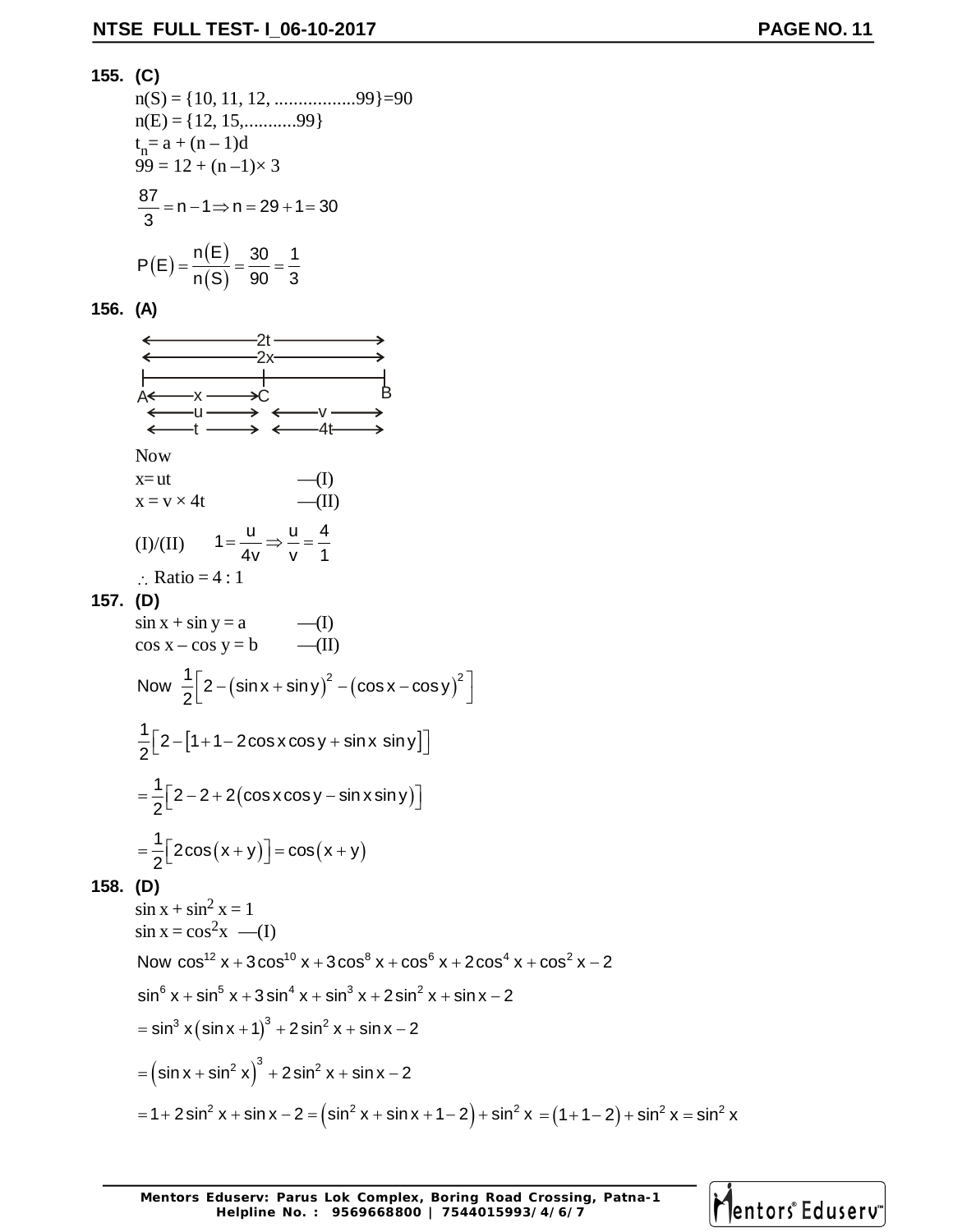**155. (C)**

$n(S) = \{10, 11, 12, .................99\}=90$

$n(E) = \{12, 15,...........99\}$

$t_n = a + (n-1)d$

$99 = 12 + (n-1)\times 3$

$$\frac{87}{3} = n - 1 \Rightarrow n = 29 + 1 = 30$$

$$P(E) = \frac{n(E)}{n(S)} = \frac{30}{90} = \frac{1}{3}$$

**156. (A)**

(Diagram: line segment A—C—B; AB = 2t = 2x; AC = x, speed u, time t; CB: speed v, time 4t)

Now

$x = ut$ —(I)

$x = v \times 4t$ —(II)

(I)/(II) $\quad 1 = \dfrac{u}{4v} \Rightarrow \dfrac{u}{v} = \dfrac{4}{1}$

$\therefore$ Ratio = 4 : 1

**157. (D)**

$\sin x + \sin y = a$ —(I)

$\cos x - \cos y = b$ —(II)

Now $\dfrac{1}{2}\left[2 - (\sin x + \sin y)^2 - (\cos x - \cos y)^2\right]$

$$\frac{1}{2}\left[2 - [1 + 1 - 2\cos x \cos y + \sin x \sin y]\right]$$

$$= \frac{1}{2}\left[2 - 2 + 2(\cos x \cos y - \sin x \sin y)\right]$$

$$= \frac{1}{2}\left[2\cos(x+y)\right] = \cos(x+y)$$

**158. (D)**

$\sin x + \sin^2 x = 1$

$\sin x = \cos^2 x$ —(I)

Now $\cos^{12} x + 3\cos^{10} x + 3\cos^8 x + \cos^6 x + 2\cos^4 x + \cos^2 x - 2$

$$\sin^6 x + \sin^5 x + 3\sin^4 x + \sin^3 x + 2\sin^2 x + \sin x - 2$$

$$= \sin^3 x(\sin x + 1)^3 + 2\sin^2 x + \sin x - 2$$

$$= \left(\sin x + \sin^2 x\right)^3 + 2\sin^2 x + \sin x - 2$$

$$= 1 + 2\sin^2 x + \sin x - 2 = \left(\sin^2 x + \sin x + 1 - 2\right) + \sin^2 x = (1 + 1 - 2) + \sin^2 x = \sin^2 x$$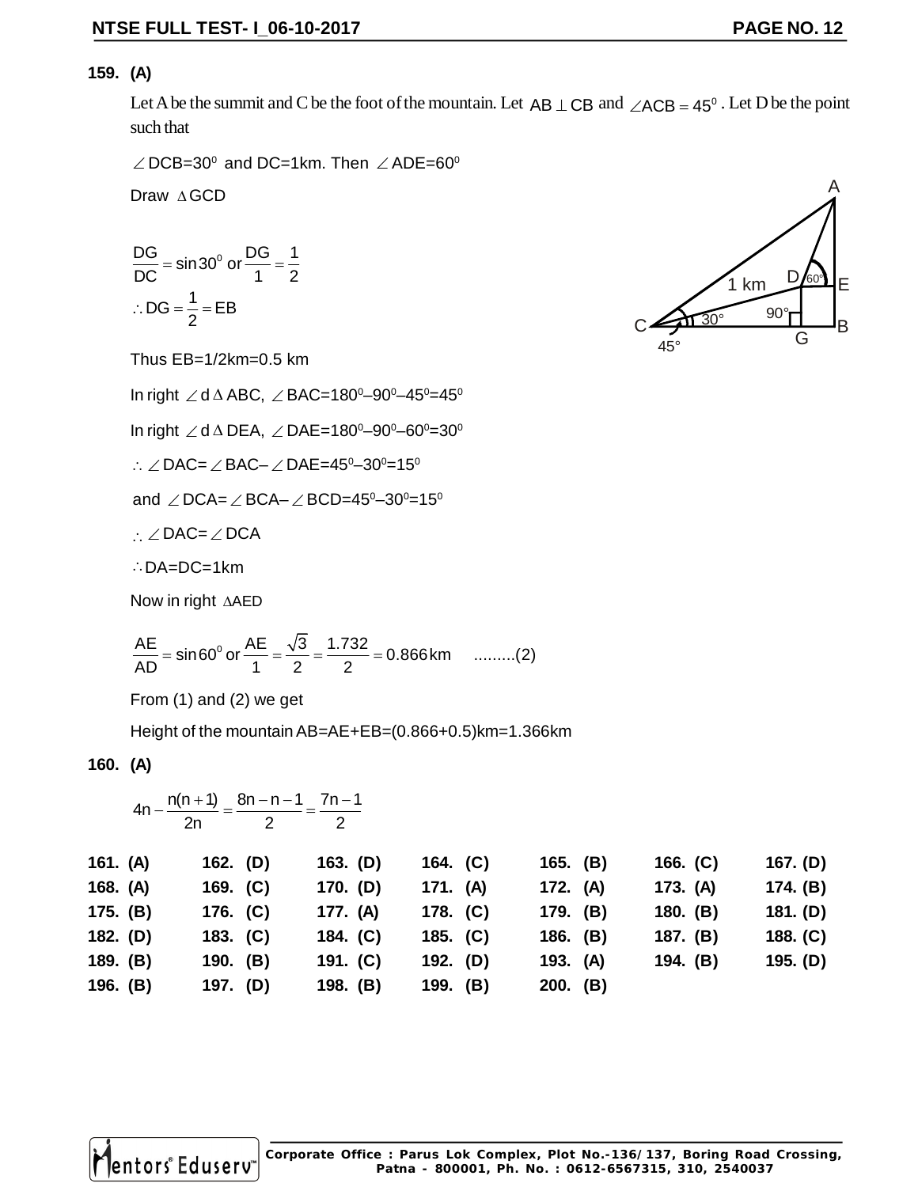**159. (A)**

Let A be the summit and C be the foot of the mountain. Let $AB \perp CB$ and $\angle ACB = 45^0$. Let D be the point such that

$\angle DCB = 30^0$ and DC=1km. Then $\angle ADE = 60^0$

Draw $\Delta GCD$

A
D
60°
E
1 km
90°
C
30°
B
G
45°

$$\frac{DG}{DC} = \sin 30^0 \text{ or } \frac{DG}{1} = \frac{1}{2}$$

$$\therefore DG = \frac{1}{2} = EB$$

Thus EB=1/2km=0.5 km

In right $\angle d \Delta ABC$, $\angle BAC = 180^0 - 90^0 - 45^0 = 45^0$

In right $\angle d \Delta DEA$, $\angle DAE = 180^0 - 90^0 - 60^0 = 30^0$

$\therefore \angle DAC = \angle BAC - \angle DAE = 45^0 - 30^0 = 15^0$

and $\angle DCA = \angle BCA - \angle BCD = 45^0 - 30^0 = 15^0$

$\therefore \angle DAC = \angle DCA$

$\therefore$ DA=DC=1km

Now in right $\Delta AED$

$$\frac{AE}{AD} = \sin 60^0 \text{ or } \frac{AE}{1} = \frac{\sqrt{3}}{2} = \frac{1.732}{2} = 0.866\text{km} \quad .........(2)$$

From (1) and (2) we get

Height of the mountain AB=AE+EB=(0.866+0.5)km=1.366km

**160. (A)**

$$4n - \frac{n(n+1)}{2n} = \frac{8n - n - 1}{2} = \frac{7n - 1}{2}$$

| | | | | | | |
|---|---|---|---|---|---|---|
| **161. (A)** | **162. (D)** | **163. (D)** | **164. (C)** | **165. (B)** | **166. (C)** | **167. (D)** |
| **168. (A)** | **169. (C)** | **170. (D)** | **171. (A)** | **172. (A)** | **173. (A)** | **174. (B)** |
| **175. (B)** | **176. (C)** | **177. (A)** | **178. (C)** | **179. (B)** | **180. (B)** | **181. (D)** |
| **182. (D)** | **183. (C)** | **184. (C)** | **185. (C)** | **186. (B)** | **187. (B)** | **188. (C)** |
| **189. (B)** | **190. (B)** | **191. (C)** | **192. (D)** | **193. (A)** | **194. (B)** | **195. (D)** |
| **196. (B)** | **197. (D)** | **198. (B)** | **199. (B)** | **200. (B)** | | |